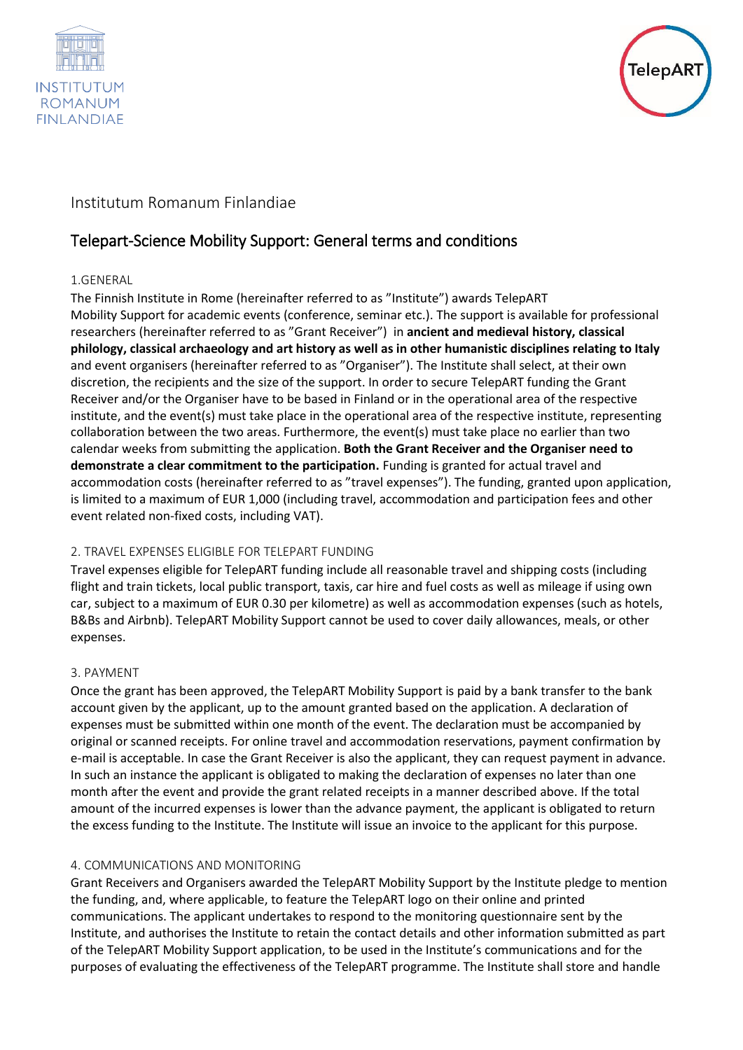INSTITUTUM ROMANUM FINLANDIAE

TelepART

Institutum Romanum Finlandiae

## Telepart-Science Mobility Support: General terms and conditions

### 1.GENERAL

The Finnish Institute in Rome (hereinafter referred to as "Institute") awards TelepART Mobility Support for academic events (conference, seminar etc.). The support is available for professional researchers (hereinafter referred to as "Grant Receiver") in **ancient and medieval history, classical philology, classical archaeology and art history as well as in other humanistic disciplines relating to Italy** and event organisers (hereinafter referred to as "Organiser"). The Institute shall select, at their own discretion, the recipients and the size of the support. In order to secure TelepART funding the Grant Receiver and/or the Organiser have to be based in Finland or in the operational area of the respective institute, and the event(s) must take place in the operational area of the respective institute, representing collaboration between the two areas. Furthermore, the event(s) must take place no earlier than two calendar weeks from submitting the application. **Both the Grant Receiver and the Organiser need to demonstrate a clear commitment to the participation.** Funding is granted for actual travel and accommodation costs (hereinafter referred to as "travel expenses"). The funding, granted upon application, is limited to a maximum of EUR 1,000 (including travel, accommodation and participation fees and other event related non-fixed costs, including VAT).

### 2. TRAVEL EXPENSES ELIGIBLE FOR TELEPART FUNDING

Travel expenses eligible for TelepART funding include all reasonable travel and shipping costs (including flight and train tickets, local public transport, taxis, car hire and fuel costs as well as mileage if using own car, subject to a maximum of EUR 0.30 per kilometre) as well as accommodation expenses (such as hotels, B&Bs and Airbnb). TelepART Mobility Support cannot be used to cover daily allowances, meals, or other expenses.

### 3. PAYMENT

Once the grant has been approved, the TelepART Mobility Support is paid by a bank transfer to the bank account given by the applicant, up to the amount granted based on the application. A declaration of expenses must be submitted within one month of the event. The declaration must be accompanied by original or scanned receipts. For online travel and accommodation reservations, payment confirmation by e-mail is acceptable. In case the Grant Receiver is also the applicant, they can request payment in advance. In such an instance the applicant is obligated to making the declaration of expenses no later than one month after the event and provide the grant related receipts in a manner described above. If the total amount of the incurred expenses is lower than the advance payment, the applicant is obligated to return the excess funding to the Institute. The Institute will issue an invoice to the applicant for this purpose.

### 4. COMMUNICATIONS AND MONITORING

Grant Receivers and Organisers awarded the TelepART Mobility Support by the Institute pledge to mention the funding, and, where applicable, to feature the TelepART logo on their online and printed communications. The applicant undertakes to respond to the monitoring questionnaire sent by the Institute, and authorises the Institute to retain the contact details and other information submitted as part of the TelepART Mobility Support application, to be used in the Institute's communications and for the purposes of evaluating the effectiveness of the TelepART programme. The Institute shall store and handle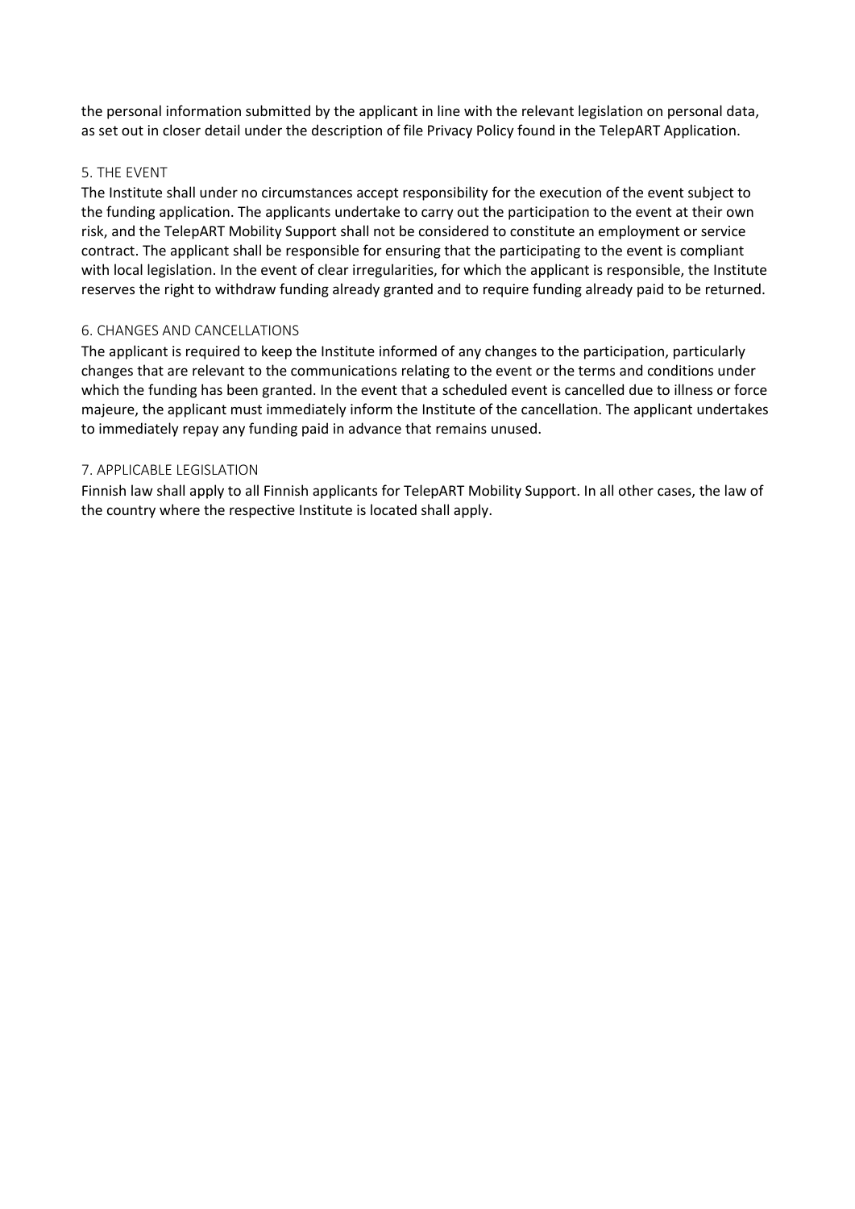the personal information submitted by the applicant in line with the relevant legislation on personal data, as set out in closer detail under the description of file Privacy Policy found in the TelepART Application.

## 5. THE EVENT

The Institute shall under no circumstances accept responsibility for the execution of the event subject to the funding application. The applicants undertake to carry out the participation to the event at their own risk, and the TelepART Mobility Support shall not be considered to constitute an employment or service contract. The applicant shall be responsible for ensuring that the participating to the event is compliant with local legislation. In the event of clear irregularities, for which the applicant is responsible, the Institute reserves the right to withdraw funding already granted and to require funding already paid to be returned.

## 6. CHANGES AND CANCELLATIONS

The applicant is required to keep the Institute informed of any changes to the participation, particularly changes that are relevant to the communications relating to the event or the terms and conditions under which the funding has been granted. In the event that a scheduled event is cancelled due to illness or force majeure, the applicant must immediately inform the Institute of the cancellation. The applicant undertakes to immediately repay any funding paid in advance that remains unused.

## 7. APPLICABLE LEGISLATION

Finnish law shall apply to all Finnish applicants for TelepART Mobility Support. In all other cases, the law of the country where the respective Institute is located shall apply.